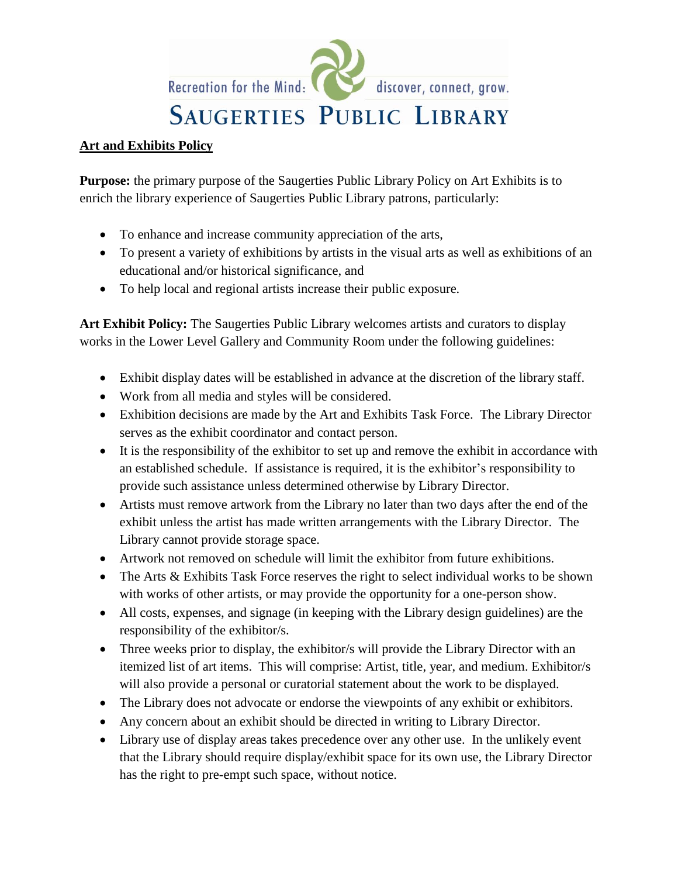Recreation for the Mind: discover, connect, grow.

# SAUGERTIES PUBLIC LIBRARY

## Art and Exhibits Policy

**Purpose:** the primary purpose of the Saugerties Public Library Policy on Art Exhibits is to enrich the library experience of Saugerties Public Library patrons, particularly:

- To enhance and increase community appreciation of the arts,
- To present a variety of exhibitions by artists in the visual arts as well as exhibitions of an educational and/or historical significance, and
- To help local and regional artists increase their public exposure.

**Art Exhibit Policy:** The Saugerties Public Library welcomes artists and curators to display works in the Lower Level Gallery and Community Room under the following guidelines:

- Exhibit display dates will be established in advance at the discretion of the library staff.
- Work from all media and styles will be considered.
- Exhibition decisions are made by the Art and Exhibits Task Force. The Library Director serves as the exhibit coordinator and contact person.
- It is the responsibility of the exhibitor to set up and remove the exhibit in accordance with an established schedule. If assistance is required, it is the exhibitor's responsibility to provide such assistance unless determined otherwise by Library Director.
- Artists must remove artwork from the Library no later than two days after the end of the exhibit unless the artist has made written arrangements with the Library Director. The Library cannot provide storage space.
- Artwork not removed on schedule will limit the exhibitor from future exhibitions.
- The Arts & Exhibits Task Force reserves the right to select individual works to be shown with works of other artists, or may provide the opportunity for a one-person show.
- All costs, expenses, and signage (in keeping with the Library design guidelines) are the responsibility of the exhibitor/s.
- Three weeks prior to display, the exhibitor/s will provide the Library Director with an itemized list of art items. This will comprise: Artist, title, year, and medium. Exhibitor/s will also provide a personal or curatorial statement about the work to be displayed.
- The Library does not advocate or endorse the viewpoints of any exhibit or exhibitors.
- Any concern about an exhibit should be directed in writing to Library Director.
- Library use of display areas takes precedence over any other use. In the unlikely event that the Library should require display/exhibit space for its own use, the Library Director has the right to pre-empt such space, without notice.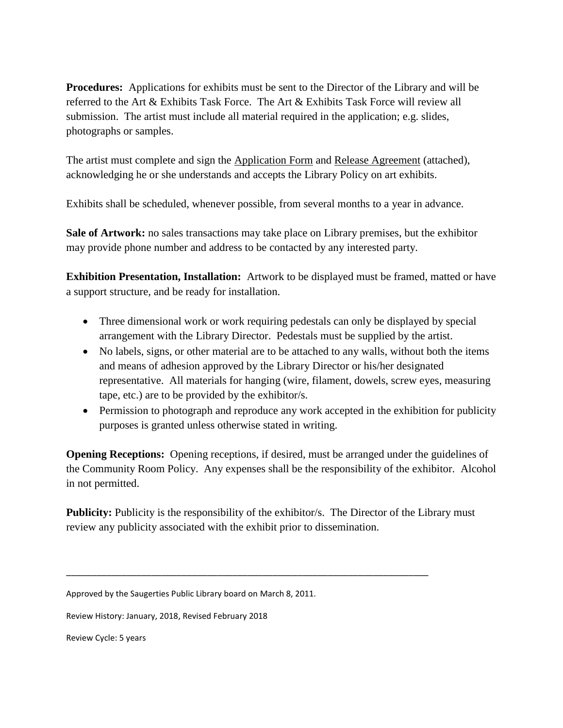**Procedures:** Applications for exhibits must be sent to the Director of the Library and will be referred to the Art & Exhibits Task Force. The Art & Exhibits Task Force will review all submission. The artist must include all material required in the application; e.g. slides, photographs or samples.

The artist must complete and sign the Application Form and Release Agreement (attached), acknowledging he or she understands and accepts the Library Policy on art exhibits.

Exhibits shall be scheduled, whenever possible, from several months to a year in advance.

**Sale of Artwork:** no sales transactions may take place on Library premises, but the exhibitor may provide phone number and address to be contacted by any interested party.

**Exhibition Presentation, Installation:** Artwork to be displayed must be framed, matted or have a support structure, and be ready for installation.

- Three dimensional work or work requiring pedestals can only be displayed by special arrangement with the Library Director. Pedestals must be supplied by the artist.
- No labels, signs, or other material are to be attached to any walls, without both the items and means of adhesion approved by the Library Director or his/her designated representative. All materials for hanging (wire, filament, dowels, screw eyes, measuring tape, etc.) are to be provided by the exhibitor/s.
- Permission to photograph and reproduce any work accepted in the exhibition for publicity purposes is granted unless otherwise stated in writing.

**Opening Receptions:** Opening receptions, if desired, must be arranged under the guidelines of the Community Room Policy. Any expenses shall be the responsibility of the exhibitor. Alcohol in not permitted.

**Publicity:** Publicity is the responsibility of the exhibitor/s. The Director of the Library must review any publicity associated with the exhibit prior to dissemination.

---

Approved by the Saugerties Public Library board on March 8, 2011.

Review History: January, 2018, Revised February 2018

Review Cycle: 5 years